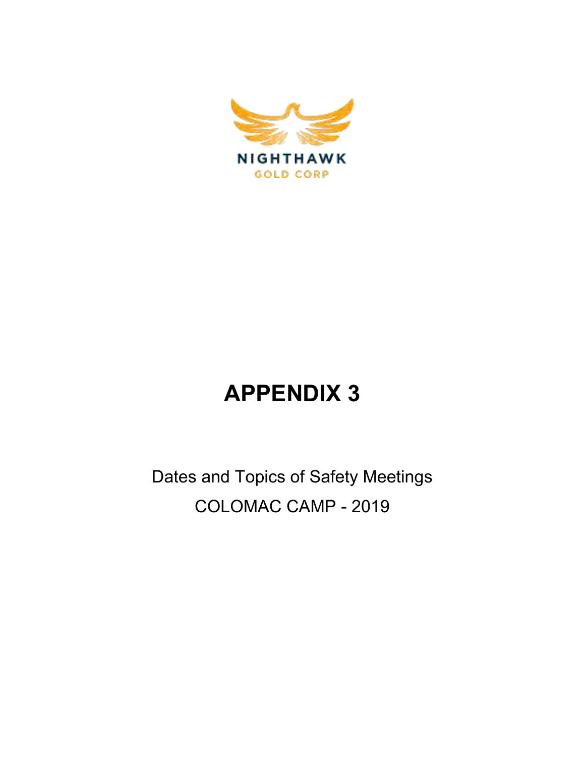NIGHTHAWK

GOLD CORP

# APPENDIX 3

Dates and Topics of Safety Meetings

COLOMAC CAMP - 2019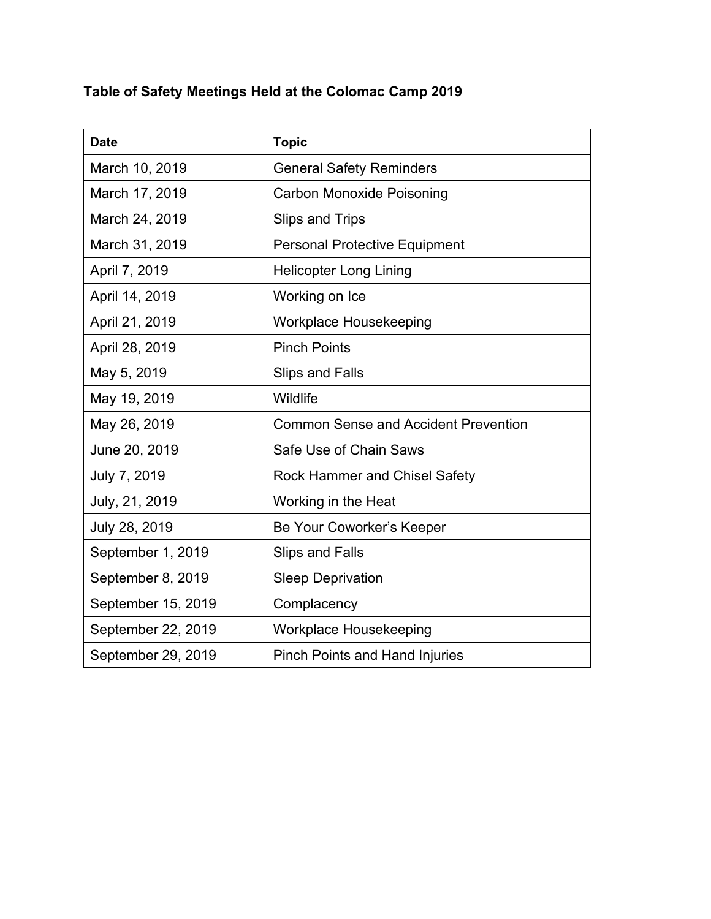**Table of Safety Meetings Held at the Colomac Camp 2019**

| Date | Topic |
|---|---|
| March 10, 2019 | General Safety Reminders |
| March 17, 2019 | Carbon Monoxide Poisoning |
| March 24, 2019 | Slips and Trips |
| March 31, 2019 | Personal Protective Equipment |
| April 7, 2019 | Helicopter Long Lining |
| April 14, 2019 | Working on Ice |
| April 21, 2019 | Workplace Housekeeping |
| April 28, 2019 | Pinch Points |
| May 5, 2019 | Slips and Falls |
| May 19, 2019 | Wildlife |
| May 26, 2019 | Common Sense and Accident Prevention |
| June 20, 2019 | Safe Use of Chain Saws |
| July 7, 2019 | Rock Hammer and Chisel Safety |
| July, 21, 2019 | Working in the Heat |
| July 28, 2019 | Be Your Coworker's Keeper |
| September 1, 2019 | Slips and Falls |
| September 8, 2019 | Sleep Deprivation |
| September 15, 2019 | Complacency |
| September 22, 2019 | Workplace Housekeeping |
| September 29, 2019 | Pinch Points and Hand Injuries |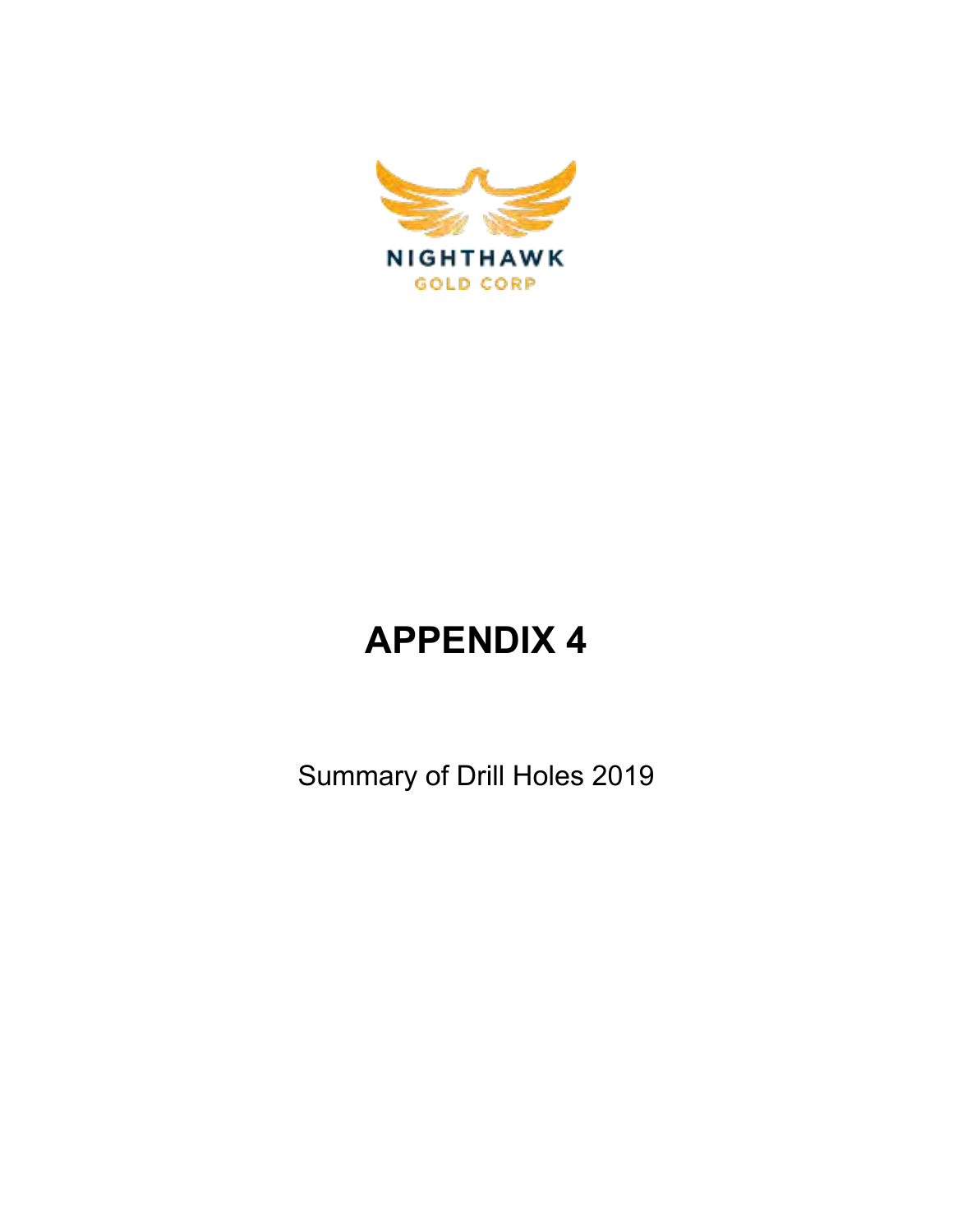NIGHTHAWK

GOLD CORP

# APPENDIX 4

Summary of Drill Holes 2019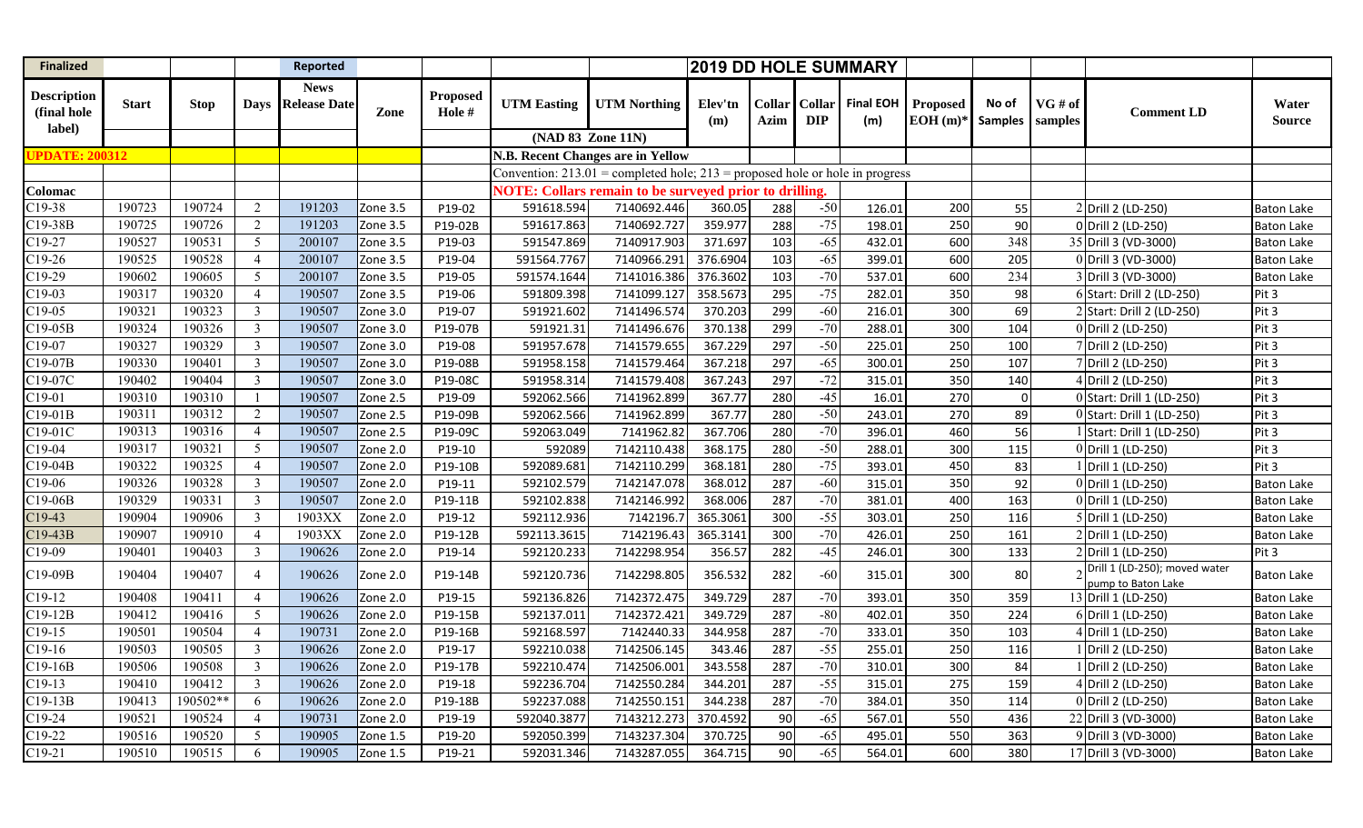| Finalized | | | | Reported | | | | | 2019 DD HOLE SUMMARY | | | | | | | | | |
|---|---|---|---|---|---|---|---|---|---|---|---|---|---|---|---|---|---|---|
| Description (final hole label) | Start | Stop | Days | News Release Date | Zone | Proposed Hole # | UTM Easting | UTM Northing | Elev'tn (m) | Collar Azim | Collar DIP | Final EOH (m) | Proposed EOH (m)* | No of Samples | VG # of samples | Comment LD | Water Source |
| | | | | | | | (NAD 83 Zone 11N) | | | | | | | | | | |
| UPDATE: 200312 | | | | | | | N.B. Recent Changes are in Yellow | | | | | | | | | | |
| | | | | | | | Convention: 213.01 = completed hole; 213 = proposed hole or hole in progress | | | | | | | | | | |
| Colomac | | | | | | | NOTE: Collars remain to be surveyed prior to drilling. | | | | | | | | | | |
| C19-38 | 190723 | 190724 | 2 | 191203 | Zone 3.5 | P19-02 | 591618.594 | 7140692.446 | 360.05 | 288 | -50 | 126.01 | 200 | 55 | 2 | Drill 2 (LD-250) | Baton Lake |
| C19-38B | 190725 | 190726 | 2 | 191203 | Zone 3.5 | P19-02B | 591617.863 | 7140692.727 | 359.977 | 288 | -75 | 198.01 | 250 | 90 | 0 | Drill 2 (LD-250) | Baton Lake |
| C19-27 | 190527 | 190531 | 5 | 200107 | Zone 3.5 | P19-03 | 591547.869 | 7140917.903 | 371.697 | 103 | -65 | 432.01 | 600 | 348 | 35 | Drill 3 (VD-3000) | Baton Lake |
| C19-26 | 190525 | 190528 | 4 | 200107 | Zone 3.5 | P19-04 | 591564.7767 | 7140966.291 | 376.6904 | 103 | -65 | 399.01 | 600 | 205 | 0 | Drill 3 (VD-3000) | Baton Lake |
| C19-29 | 190602 | 190605 | 5 | 200107 | Zone 3.5 | P19-05 | 591574.1644 | 7141016.386 | 376.3602 | 103 | -70 | 537.01 | 600 | 234 | 3 | Drill 3 (VD-3000) | Baton Lake |
| C19-03 | 190317 | 190320 | 4 | 190507 | Zone 3.5 | P19-06 | 591809.398 | 7141099.127 | 358.5673 | 295 | -75 | 282.01 | 350 | 98 | 6 | Start: Drill 2 (LD-250) | Pit 3 |
| C19-05 | 190321 | 190323 | 3 | 190507 | Zone 3.0 | P19-07 | 591921.602 | 7141496.574 | 370.203 | 299 | -60 | 216.01 | 300 | 69 | 2 | Start: Drill 2 (LD-250) | Pit 3 |
| C19-05B | 190324 | 190326 | 3 | 190507 | Zone 3.0 | P19-07B | 591921.31 | 7141496.676 | 370.138 | 299 | -70 | 288.01 | 300 | 104 | 0 | Drill 2 (LD-250) | Pit 3 |
| C19-07 | 190327 | 190329 | 3 | 190507 | Zone 3.0 | P19-08 | 591957.678 | 7141579.655 | 367.229 | 297 | -50 | 225.01 | 250 | 100 | 7 | Drill 2 (LD-250) | Pit 3 |
| C19-07B | 190330 | 190401 | 3 | 190507 | Zone 3.0 | P19-08B | 591958.158 | 7141579.464 | 367.218 | 297 | -65 | 300.01 | 250 | 107 | 7 | Drill 2 (LD-250) | Pit 3 |
| C19-07C | 190402 | 190404 | 3 | 190507 | Zone 3.0 | P19-08C | 591958.314 | 7141579.408 | 367.243 | 297 | -72 | 315.01 | 350 | 140 | 4 | Drill 2 (LD-250) | Pit 3 |
| C19-01 | 190310 | 190310 | 1 | 190507 | Zone 2.5 | P19-09 | 592062.566 | 7141962.899 | 367.77 | 280 | -45 | 16.01 | 270 | 0 | 0 | Start: Drill 1 (LD-250) | Pit 3 |
| C19-01B | 190311 | 190312 | 2 | 190507 | Zone 2.5 | P19-09B | 592062.566 | 7141962.899 | 367.77 | 280 | -50 | 243.01 | 270 | 89 | 0 | Start: Drill 1 (LD-250) | Pit 3 |
| C19-01C | 190313 | 190316 | 4 | 190507 | Zone 2.5 | P19-09C | 592063.049 | 7141962.82 | 367.706 | 280 | -70 | 396.01 | 460 | 56 | 1 | Start: Drill 1 (LD-250) | Pit 3 |
| C19-04 | 190317 | 190321 | 5 | 190507 | Zone 2.0 | P19-10 | 592089 | 7142110.438 | 368.175 | 280 | -50 | 288.01 | 300 | 115 | 0 | Drill 1 (LD-250) | Pit 3 |
| C19-04B | 190322 | 190325 | 4 | 190507 | Zone 2.0 | P19-10B | 592089.681 | 7142110.299 | 368.181 | 280 | -75 | 393.01 | 450 | 83 | 1 | Drill 1 (LD-250) | Pit 3 |
| C19-06 | 190326 | 190328 | 3 | 190507 | Zone 2.0 | P19-11 | 592102.579 | 7142147.078 | 368.012 | 287 | -60 | 315.01 | 350 | 92 | 0 | Drill 1 (LD-250) | Baton Lake |
| C19-06B | 190329 | 190331 | 3 | 190507 | Zone 2.0 | P19-11B | 592102.838 | 7142146.992 | 368.006 | 287 | -70 | 381.01 | 400 | 163 | 0 | Drill 1 (LD-250) | Baton Lake |
| C19-43 | 190904 | 190906 | 3 | 1903XX | Zone 2.0 | P19-12 | 592112.936 | 7142196.7 | 365.3061 | 300 | -55 | 303.01 | 250 | 116 | 5 | Drill 1 (LD-250) | Baton Lake |
| C19-43B | 190907 | 190910 | 4 | 1903XX | Zone 2.0 | P19-12B | 592113.3615 | 7142196.43 | 365.3141 | 300 | -70 | 426.01 | 250 | 161 | 2 | Drill 1 (LD-250) | Baton Lake |
| C19-09 | 190401 | 190403 | 3 | 190626 | Zone 2.0 | P19-14 | 592120.233 | 7142298.954 | 356.57 | 282 | -45 | 246.01 | 300 | 133 | 2 | Drill 1 (LD-250) | Pit 3 |
| C19-09B | 190404 | 190407 | 4 | 190626 | Zone 2.0 | P19-14B | 592120.736 | 7142298.805 | 356.532 | 282 | -60 | 315.01 | 300 | 80 | 2 | Drill 1 (LD-250); moved water pump to Baton Lake | Baton Lake |
| C19-12 | 190408 | 190411 | 4 | 190626 | Zone 2.0 | P19-15 | 592136.826 | 7142372.475 | 349.729 | 287 | -70 | 393.01 | 350 | 359 | 13 | Drill 1 (LD-250) | Baton Lake |
| C19-12B | 190412 | 190416 | 5 | 190626 | Zone 2.0 | P19-15B | 592137.011 | 7142372.421 | 349.729 | 287 | -80 | 402.01 | 350 | 224 | 6 | Drill 1 (LD-250) | Baton Lake |
| C19-15 | 190501 | 190504 | 4 | 190731 | Zone 2.0 | P19-16B | 592168.597 | 7142440.33 | 344.958 | 287 | -70 | 333.01 | 350 | 103 | 4 | Drill 1 (LD-250) | Baton Lake |
| C19-16 | 190503 | 190505 | 3 | 190626 | Zone 2.0 | P19-17 | 592210.038 | 7142506.145 | 343.46 | 287 | -55 | 255.01 | 250 | 116 | 1 | Drill 2 (LD-250) | Baton Lake |
| C19-16B | 190506 | 190508 | 3 | 190626 | Zone 2.0 | P19-17B | 592210.474 | 7142506.001 | 343.558 | 287 | -70 | 310.01 | 300 | 84 | 1 | Drill 2 (LD-250) | Baton Lake |
| C19-13 | 190410 | 190412 | 3 | 190626 | Zone 2.0 | P19-18 | 592236.704 | 7142550.284 | 344.201 | 287 | -55 | 315.01 | 275 | 159 | 4 | Drill 2 (LD-250) | Baton Lake |
| C19-13B | 190413 | 190502** | 6 | 190626 | Zone 2.0 | P19-18B | 592237.088 | 7142550.151 | 344.238 | 287 | -70 | 384.01 | 350 | 114 | 0 | Drill 2 (LD-250) | Baton Lake |
| C19-24 | 190521 | 190524 | 4 | 190731 | Zone 2.0 | P19-19 | 592040.3877 | 7143212.273 | 370.4592 | 90 | -65 | 567.01 | 550 | 436 | 22 | Drill 3 (VD-3000) | Baton Lake |
| C19-22 | 190516 | 190520 | 5 | 190905 | Zone 1.5 | P19-20 | 592050.399 | 7143237.304 | 370.725 | 90 | -65 | 495.01 | 550 | 363 | 9 | Drill 3 (VD-3000) | Baton Lake |
| C19-21 | 190510 | 190515 | 6 | 190905 | Zone 1.5 | P19-21 | 592031.346 | 7143287.055 | 364.715 | 90 | -65 | 564.01 | 600 | 380 | 17 | Drill 3 (VD-3000) | Baton Lake |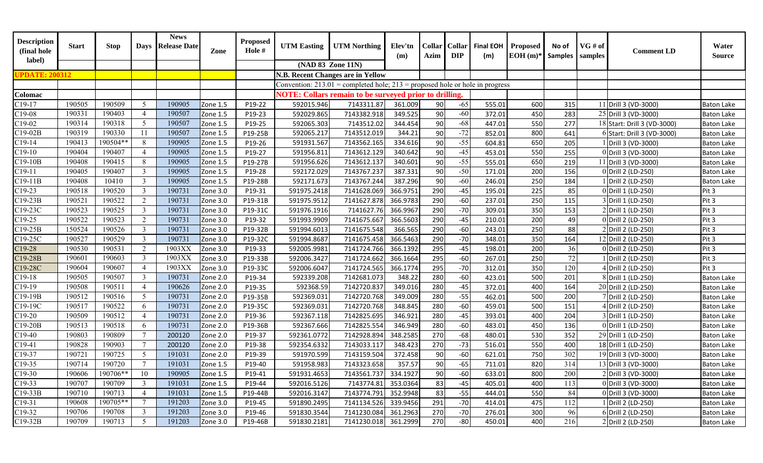| Description (final hole label) | Start | Stop | Days | News Release Date | Zone | Proposed Hole # | UTM Easting | UTM Northing | Elev'tn (m) | Collar Azim | Collar DIP | Final EOH (m) | Proposed EOH (m)* | No of Samples | VG # of samples | Comment LD | Water Source |
|---|---|---|---|---|---|---|---|---|---|---|---|---|---|---|---|---|---|
| | | | | | | | (NAD 83 Zone 11N) | | | | | | | | | | |
| UPDATE: 200312 | | | | | | | N.B. Recent Changes are in Yellow | | | | | | | | | | |
| | | | | | | | Convention: 213.01 = completed hole; 213 = proposed hole or hole in progress | | | | | | | | | | |
| Colomac | | | | | | | NOTE: Collars remain to be surveyed prior to drilling. | | | | | | | | | | |
| C19-17 | 190505 | 190509 | 5 | 190905 | Zone 1.5 | P19-22 | 592015.946 | 7143311.87 | 361.009 | 90 | -65 | 555.01 | 600 | 315 | 11 | Drill 3 (VD-3000) | Baton Lake |
| C19-08 | 190331 | 190403 | 4 | 190507 | Zone 1.5 | P19-23 | 592029.865 | 7143382.918 | 349.525 | 90 | -60 | 372.01 | 450 | 283 | 25 | Drill 3 (VD-3000) | Baton Lake |
| C19-02 | 190314 | 190318 | 5 | 190507 | Zone 1.5 | P19-25 | 592065.303 | 7143512.02 | 344.454 | 90 | -68 | 447.01 | 550 | 277 | 18 | Start: Drill 3 (VD-3000) | Baton Lake |
| C19-02B | 190319 | 190330 | 11 | 190507 | Zone 1.5 | P19-25B | 592065.217 | 7143512.019 | 344.21 | 90 | -72 | 852.01 | 800 | 641 | 6 | Start: Drill 3 (VD-3000) | Baton Lake |
| C19-14 | 190413 | 190504** | 8 | 190905 | Zone 1.5 | P19-26 | 591931.567 | 7143562.165 | 334.616 | 90 | -55 | 604.81 | 650 | 205 | 1 | Drill 3 (VD-3000) | Baton Lake |
| C19-10 | 190404 | 190407 | 4 | 190905 | Zone 1.5 | P19-27 | 591956.811 | 7143612.129 | 340.642 | 90 | -45 | 453.01 | 550 | 255 | 0 | Drill 3 (VD-3000) | Baton Lake |
| C19-10B | 190408 | 190415 | 8 | 190905 | Zone 1.5 | P19-27B | 591956.626 | 7143612.137 | 340.601 | 90 | -55 | 555.01 | 650 | 219 | 11 | Drill 3 (VD-3000) | Baton Lake |
| C19-11 | 190405 | 190407 | 3 | 190905 | Zone 1.5 | P19-28 | 592172.029 | 7143767.237 | 387.331 | 90 | -50 | 171.01 | 200 | 156 | 0 | Drill 2 (LD-250) | Baton Lake |
| C19-11B | 190408 | 10410 | 3 | 190905 | Zone 1.5 | P19-28B | 592171.673 | 7143767.244 | 387.296 | 90 | -60 | 246.01 | 250 | 184 | 1 | Drill 2 (LD-250) | Baton Lake |
| C19-23 | 190518 | 190520 | 3 | 190731 | Zone 3.0 | P19-31 | 591975.2418 | 7141628.069 | 366.9751 | 290 | -45 | 195.01 | 225 | 85 | 0 | Drill 1 (LD-250) | Pit 3 |
| C19-23B | 190521 | 190522 | 2 | 190731 | Zone 3.0 | P19-31B | 591975.9512 | 7141627.878 | 366.9783 | 290 | -60 | 237.01 | 250 | 115 | 3 | Drill 1 (LD-250) | Pit 3 |
| C19-23C | 190523 | 190525 | 3 | 190731 | Zone 3.0 | P19-31C | 591976.1916 | 7141627.76 | 366.9967 | 290 | -70 | 309.01 | 350 | 153 | 2 | Drill 1 (LD-250) | Pit 3 |
| C19-25 | 190522 | 190523 | 2 | 190731 | Zone 3.0 | P19-32 | 591993.9909 | 7141675.667 | 366.5603 | 290 | -45 | 210.01 | 200 | 49 | 0 | Drill 2 (LD-250) | Pit 3 |
| C19-25B | 150524 | 190526 | 3 | 190731 | Zone 3.0 | P19-32B | 591994.6013 | 7141675.548 | 366.565 | 290 | -60 | 243.01 | 250 | 88 | 2 | Drill 2 (LD-250) | Pit 3 |
| C19-25C | 190527 | 190529 | 3 | 190731 | Zone 3.0 | P19-32C | 591994.8687 | 7141675.458 | 366.5463 | 290 | -70 | 348.01 | 350 | 164 | 12 | Drill 2 (LD-250) | Pit 3 |
| C19-28 | 190530 | 190531 | 2 | 1903XX | Zone 3.0 | P19-33 | 592005.9981 | 7141724.766 | 366.1392 | 295 | -45 | 198.01 | 200 | 36 | 0 | Drill 2 (LD-250) | Pit 3 |
| C19-28B | 190601 | 190603 | 3 | 1903XX | Zone 3.0 | P19-33B | 592006.3427 | 7141724.662 | 366.1664 | 295 | -60 | 267.01 | 250 | 72 | 1 | Drill 2 (LD-250) | Pit 3 |
| C19-28C | 190604 | 190607 | 4 | 1903XX | Zone 3.0 | P19-33C | 592006.6047 | 7141724.565 | 366.1774 | 295 | -70 | 312.01 | 350 | 120 | 4 | Drill 2 (LD-250) | Pit 3 |
| C19-18 | 190505 | 190507 | 3 | 190731 | Zone 2.0 | P19-34 | 592339.208 | 7142681.073 | 348.22 | 280 | -60 | 423.01 | 500 | 201 | 8 | Drill 1 (LD-250) | Baton Lake |
| C19-19 | 190508 | 190511 | 4 | 190626 | Zone 2.0 | P19-35 | 592368.59 | 7142720.837 | 349.016 | 280 | -45 | 372.01 | 400 | 164 | 20 | Drill 2 (LD-250) | Baton Lake |
| C19-19B | 190512 | 190516 | 5 | 190731 | Zone 2.0 | P19-35B | 592369.031 | 7142720.768 | 349.009 | 280 | -55 | 462.01 | 500 | 200 | 7 | Drill 2 (LD-250) | Baton Lake |
| C19-19C | 190517 | 190522 | 6 | 190731 | Zone 2.0 | P19-35C | 592369.031 | 7142720.768 | 348.845 | 280 | -60 | 459.01 | 500 | 151 | 4 | Drill 2 (LD-250) | Baton Lake |
| C19-20 | 190509 | 190512 | 4 | 190731 | Zone 2.0 | P19-36 | 592367.118 | 7142825.695 | 346.921 | 280 | -45 | 393.01 | 400 | 204 | 3 | Drill 1 (LD-250) | Baton Lake |
| C19-20B | 190513 | 190518 | 6 | 190731 | Zone 2.0 | P19-36B | 592367.666 | 7142825.554 | 346.949 | 280 | -60 | 483.01 | 450 | 136 | 0 | Drill 1 (LD-250) | Baton Lake |
| C19-40 | 190803 | 190809 | 7 | 200120 | Zone 2.0 | P19-37 | 592361.0772 | 7142928.894 | 348.2585 | 270 | -68 | 480.01 | 530 | 352 | 29 | Drill 1 (LD-250) | Baton Lake |
| C19-41 | 190828 | 190903 | 7 | 200120 | Zone 2.0 | P19-38 | 592354.6332 | 7143033.117 | 348.423 | 270 | -73 | 516.01 | 550 | 400 | 18 | Drill 1 (LD-250) | Baton Lake |
| C19-37 | 190721 | 190725 | 5 | 191031 | Zone 2.0 | P19-39 | 591970.599 | 7143159.504 | 372.458 | 90 | -60 | 621.01 | 750 | 302 | 19 | Drill 3 (VD-3000) | Baton Lake |
| C19-35 | 190714 | 190720 | 7 | 191031 | Zone 1.5 | P19-40 | 591958.983 | 7143323.658 | 357.57 | 90 | -65 | 711.01 | 820 | 314 | 13 | Drill 3 (VD-3000) | Baton Lake |
| C19-30 | 190606 | 190706** | 10 | 190905 | Zone 1.5 | P19-41 | 591931.4653 | 7143561.737 | 334.1927 | 90 | -60 | 633.01 | 800 | 200 | 2 | Drill 3 (VD-3000) | Baton Lake |
| C19-33 | 190707 | 190709 | 3 | 191031 | Zone 1.5 | P19-44 | 592016.5126 | 7143774.81 | 353.0364 | 83 | -45 | 405.01 | 400 | 113 | 0 | Drill 3 (VD-3000) | Baton Lake |
| C19-33B | 190710 | 190713 | 4 | 191031 | Zone 1.5 | P19-44B | 592016.3147 | 7143774.791 | 352.9948 | 83 | -55 | 444.01 | 550 | 84 | 0 | Drill 3 (VD-3000) | Baton Lake |
| C19-31 | 190608 | 190705** | 7 | 191203 | Zone 3.0 | P19-45 | 591890.2495 | 7141134.526 | 339.9456 | 291 | -70 | 414.01 | 475 | 112 | 1 | Drill 2 (LD-250) | Baton Lake |
| C19-32 | 190706 | 190708 | 3 | 191203 | Zone 3.0 | P19-46 | 591830.3544 | 7141230.084 | 361.2963 | 270 | -70 | 276.01 | 300 | 96 | 6 | Drill 2 (LD-250) | Baton Lake |
| C19-32B | 190709 | 190713 | 5 | 191203 | Zone 3.0 | P19-46B | 591830.2181 | 7141230.018 | 361.2999 | 270 | -80 | 450.01 | 400 | 216 | 2 | Drill 2 (LD-250) | Baton Lake |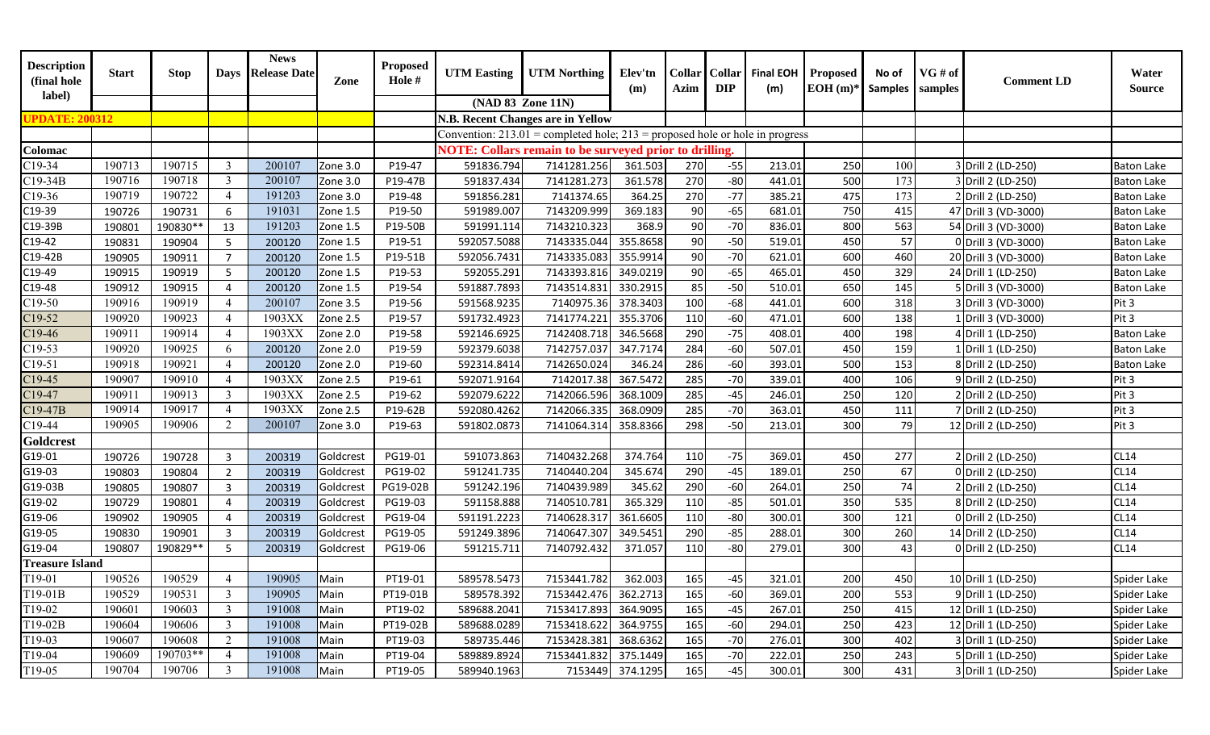| Description (final hole label) | Start | Stop | Days | News Release Date | Zone | Proposed Hole # | UTM Easting | UTM Northing | Elev'tn (m) | Collar Azim | Collar DIP | Final EOH (m) | Proposed EOH (m)* | No of Samples | VG # of samples | Comment LD | Water Source |
|---|---|---|---|---|---|---|---|---|---|---|---|---|---|---|---|---|---|
| | | | | | | | (NAD 83 Zone 11N) | | | | | | | | | | |
| UPDATE: 200312 | | | | | | | N.B. Recent Changes are in Yellow | | | | | | | | | | |
| | | | | | | | Convention: 213.01 = completed hole; 213 = proposed hole or hole in progress | | | | | | | | | | |
| Colomac | | | | | | | NOTE: Collars remain to be surveyed prior to drilling. | | | | | | | | | | |
| C19-34 | 190713 | 190715 | 3 | 200107 | Zone 3.0 | P19-47 | 591836.794 | 7141281.256 | 361.503 | 270 | -55 | 213.01 | 250 | 100 | 3 | Drill 2 (LD-250) | Baton Lake |
| C19-34B | 190716 | 190718 | 3 | 200107 | Zone 3.0 | P19-47B | 591837.434 | 7141281.273 | 361.578 | 270 | -80 | 441.01 | 500 | 173 | 3 | Drill 2 (LD-250) | Baton Lake |
| C19-36 | 190719 | 190722 | 4 | 191203 | Zone 3.0 | P19-48 | 591856.281 | 7141374.65 | 364.25 | 270 | -77 | 385.21 | 475 | 173 | 2 | Drill 2 (LD-250) | Baton Lake |
| C19-39 | 190726 | 190731 | 6 | 191031 | Zone 1.5 | P19-50 | 591989.007 | 7143209.999 | 369.183 | 90 | -65 | 681.01 | 750 | 415 | 47 | Drill 3 (VD-3000) | Baton Lake |
| C19-39B | 190801 | 190830** | 13 | 191203 | Zone 1.5 | P19-50B | 591991.114 | 7143210.323 | 368.9 | 90 | -70 | 836.01 | 800 | 563 | 54 | Drill 3 (VD-3000) | Baton Lake |
| C19-42 | 190831 | 190904 | 5 | 200120 | Zone 1.5 | P19-51 | 592057.5088 | 7143335.044 | 355.8658 | 90 | -50 | 519.01 | 450 | 57 | 0 | Drill 3 (VD-3000) | Baton Lake |
| C19-42B | 190905 | 190911 | 7 | 200120 | Zone 1.5 | P19-51B | 592056.7431 | 7143335.083 | 355.9914 | 90 | -70 | 621.01 | 600 | 460 | 20 | Drill 3 (VD-3000) | Baton Lake |
| C19-49 | 190915 | 190919 | 5 | 200120 | Zone 1.5 | P19-53 | 592055.291 | 7143393.816 | 349.0219 | 90 | -65 | 465.01 | 450 | 329 | 24 | Drill 1 (LD-250) | Baton Lake |
| C19-48 | 190912 | 190915 | 4 | 200120 | Zone 1.5 | P19-54 | 591887.7893 | 7143514.831 | 330.2915 | 85 | -50 | 510.01 | 650 | 145 | 5 | Drill 3 (VD-3000) | Baton Lake |
| C19-50 | 190916 | 190919 | 4 | 200107 | Zone 3.5 | P19-56 | 591568.9235 | 7140975.36 | 378.3403 | 100 | -68 | 441.01 | 600 | 318 | 3 | Drill 3 (VD-3000) | Pit 3 |
| C19-52 | 190920 | 190923 | 4 | 1903XX | Zone 2.5 | P19-57 | 591732.4923 | 7141774.221 | 355.3706 | 110 | -60 | 471.01 | 600 | 138 | 1 | Drill 3 (VD-3000) | Pit 3 |
| C19-46 | 190911 | 190914 | 4 | 1903XX | Zone 2.0 | P19-58 | 592146.6925 | 7142408.718 | 346.5668 | 290 | -75 | 408.01 | 400 | 198 | 4 | Drill 1 (LD-250) | Baton Lake |
| C19-53 | 190920 | 190925 | 6 | 200120 | Zone 2.0 | P19-59 | 592379.6038 | 7142757.037 | 347.7174 | 284 | -60 | 507.01 | 450 | 159 | 1 | Drill 1 (LD-250) | Baton Lake |
| C19-51 | 190918 | 190921 | 4 | 200120 | Zone 2.0 | P19-60 | 592314.8414 | 7142650.024 | 346.24 | 286 | -60 | 393.01 | 500 | 153 | 8 | Drill 2 (LD-250) | Baton Lake |
| C19-45 | 190907 | 190910 | 4 | 1903XX | Zone 2.5 | P19-61 | 592071.9164 | 7142017.38 | 367.5472 | 285 | -70 | 339.01 | 400 | 106 | 9 | Drill 2 (LD-250) | Pit 3 |
| C19-47 | 190911 | 190913 | 3 | 1903XX | Zone 2.5 | P19-62 | 592079.6222 | 7142066.596 | 368.1009 | 285 | -45 | 246.01 | 250 | 120 | 2 | Drill 2 (LD-250) | Pit 3 |
| C19-47B | 190914 | 190917 | 4 | 1903XX | Zone 2.5 | P19-62B | 592080.4262 | 7142066.335 | 368.0909 | 285 | -70 | 363.01 | 450 | 111 | 7 | Drill 2 (LD-250) | Pit 3 |
| C19-44 | 190905 | 190906 | 2 | 200107 | Zone 3.0 | P19-63 | 591802.0873 | 7141064.314 | 358.8366 | 298 | -50 | 213.01 | 300 | 79 | 12 | Drill 2 (LD-250) | Pit 3 |
| Goldcrest | | | | | | | | | | | | | | | | | |
| G19-01 | 190726 | 190728 | 3 | 200319 | Goldcrest | PG19-01 | 591073.863 | 7140432.268 | 374.764 | 110 | -75 | 369.01 | 450 | 277 | 2 | Drill 2 (LD-250) | CL14 |
| G19-03 | 190803 | 190804 | 2 | 200319 | Goldcrest | PG19-02 | 591241.735 | 7140440.204 | 345.674 | 290 | -45 | 189.01 | 250 | 67 | 0 | Drill 2 (LD-250) | CL14 |
| G19-03B | 190805 | 190807 | 3 | 200319 | Goldcrest | PG19-02B | 591242.196 | 7140439.989 | 345.62 | 290 | -60 | 264.01 | 250 | 74 | 2 | Drill 2 (LD-250) | CL14 |
| G19-02 | 190729 | 190801 | 4 | 200319 | Goldcrest | PG19-03 | 591158.888 | 7140510.781 | 365.329 | 110 | -85 | 501.01 | 350 | 535 | 8 | Drill 2 (LD-250) | CL14 |
| G19-06 | 190902 | 190905 | 4 | 200319 | Goldcrest | PG19-04 | 591191.2223 | 7140628.317 | 361.6605 | 110 | -80 | 300.01 | 300 | 121 | 0 | Drill 2 (LD-250) | CL14 |
| G19-05 | 190830 | 190901 | 3 | 200319 | Goldcrest | PG19-05 | 591249.3896 | 7140647.307 | 349.5451 | 290 | -85 | 288.01 | 300 | 260 | 14 | Drill 2 (LD-250) | CL14 |
| G19-04 | 190807 | 190829** | 5 | 200319 | Goldcrest | PG19-06 | 591215.711 | 7140792.432 | 371.057 | 110 | -80 | 279.01 | 300 | 43 | 0 | Drill 2 (LD-250) | CL14 |
| Treasure Island | | | | | | | | | | | | | | | | | |
| T19-01 | 190526 | 190529 | 4 | 190905 | Main | PT19-01 | 589578.5473 | 7153441.782 | 362.003 | 165 | -45 | 321.01 | 200 | 450 | 10 | Drill 1 (LD-250) | Spider Lake |
| T19-01B | 190529 | 190531 | 3 | 190905 | Main | PT19-01B | 589578.392 | 7153442.476 | 362.2713 | 165 | -60 | 369.01 | 200 | 553 | 9 | Drill 1 (LD-250) | Spider Lake |
| T19-02 | 190601 | 190603 | 3 | 191008 | Main | PT19-02 | 589688.2041 | 7153417.893 | 364.9095 | 165 | -45 | 267.01 | 250 | 415 | 12 | Drill 1 (LD-250) | Spider Lake |
| T19-02B | 190604 | 190606 | 3 | 191008 | Main | PT19-02B | 589688.0289 | 7153418.622 | 364.9755 | 165 | -60 | 294.01 | 250 | 423 | 12 | Drill 1 (LD-250) | Spider Lake |
| T19-03 | 190607 | 190608 | 2 | 191008 | Main | PT19-03 | 589735.446 | 7153428.381 | 368.6362 | 165 | -70 | 276.01 | 300 | 402 | 3 | Drill 1 (LD-250) | Spider Lake |
| T19-04 | 190609 | 190703** | 4 | 191008 | Main | PT19-04 | 589889.8924 | 7153441.832 | 375.1449 | 165 | -70 | 222.01 | 250 | 243 | 5 | Drill 1 (LD-250) | Spider Lake |
| T19-05 | 190704 | 190706 | 3 | 191008 | Main | PT19-05 | 589940.1963 | 7153449 | 374.1295 | 165 | -45 | 300.01 | 300 | 431 | 3 | Drill 1 (LD-250) | Spider Lake |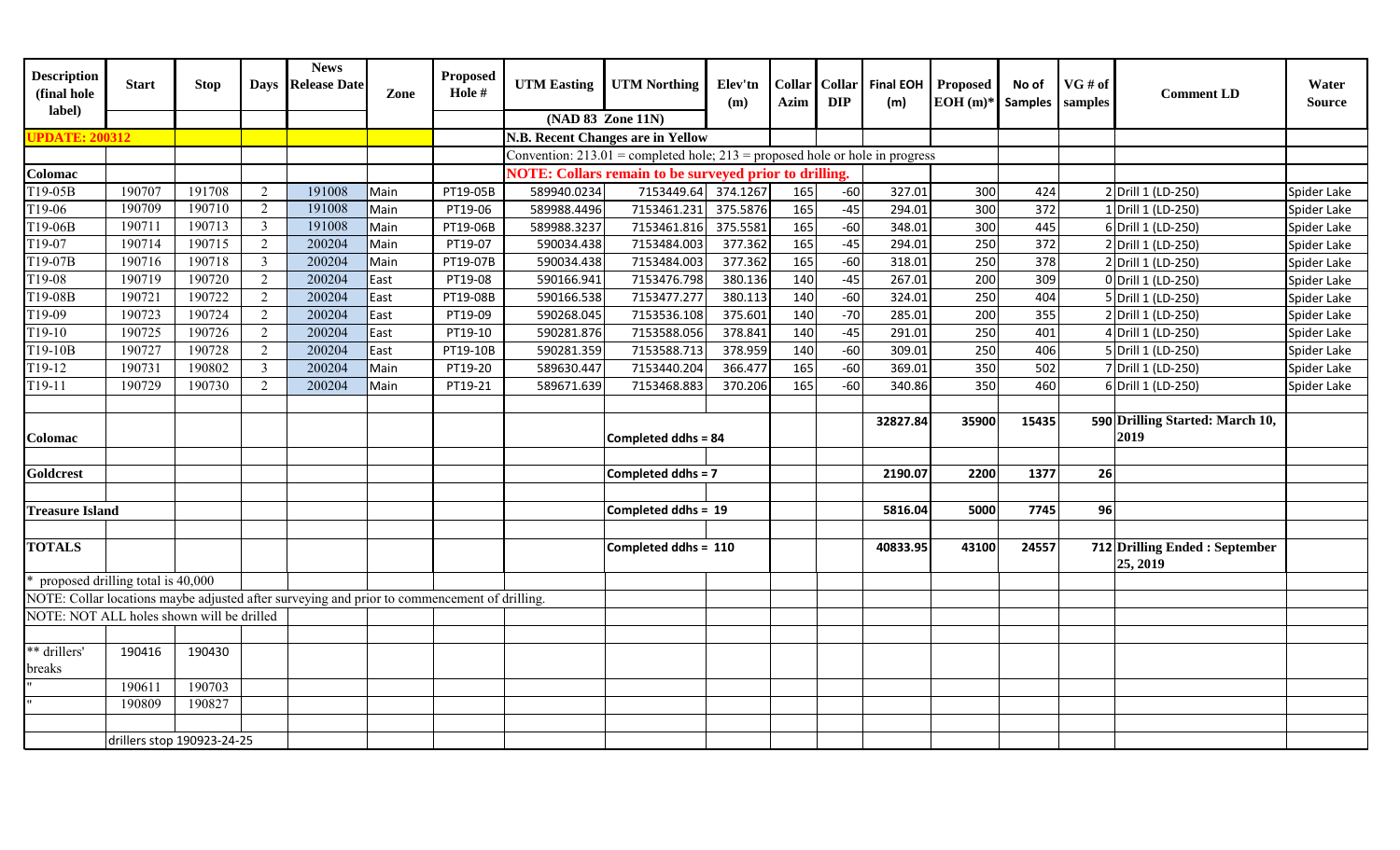| Description (final hole label) | Start | Stop | Days | News Release Date | Zone | Proposed Hole # | UTM Easting | UTM Northing | Elev'tn (m) | Collar Azim | Collar DIP | Final EOH (m) | Proposed EOH (m)* | No of Samples | VG # of samples | Comment LD | Water Source |
|---|---|---|---|---|---|---|---|---|---|---|---|---|---|---|---|---|---|
| | | | | | | | (NAD 83 Zone 11N) | | | | | | | | | | |
| UPDATE: 200312 | | | | | | | N.B. Recent Changes are in Yellow | | | | | | | | | | |
| | | | | | | | Convention: 213.01 = completed hole; 213 = proposed hole or hole in progress | | | | | | | | | | |
| Colomac | | | | | | | NOTE: Collars remain to be surveyed prior to drilling. | | | | | | | | | | |
| T19-05B | 190707 | 191708 | 2 | 191008 | Main | PT19-05B | 589940.0234 | 7153449.64 | 374.1267 | 165 | -60 | 327.01 | 300 | 424 | 2 | Drill 1 (LD-250) | Spider Lake |
| T19-06 | 190709 | 190710 | 2 | 191008 | Main | PT19-06 | 589988.4496 | 7153461.231 | 375.5876 | 165 | -45 | 294.01 | 300 | 372 | 1 | Drill 1 (LD-250) | Spider Lake |
| T19-06B | 190711 | 190713 | 3 | 191008 | Main | PT19-06B | 589988.3237 | 7153461.816 | 375.5581 | 165 | -60 | 348.01 | 300 | 445 | 6 | Drill 1 (LD-250) | Spider Lake |
| T19-07 | 190714 | 190715 | 2 | 200204 | Main | PT19-07 | 590034.438 | 7153484.003 | 377.362 | 165 | -45 | 294.01 | 250 | 372 | 2 | Drill 1 (LD-250) | Spider Lake |
| T19-07B | 190716 | 190718 | 3 | 200204 | Main | PT19-07B | 590034.438 | 7153484.003 | 377.362 | 165 | -60 | 318.01 | 250 | 378 | 2 | Drill 1 (LD-250) | Spider Lake |
| T19-08 | 190719 | 190720 | 2 | 200204 | East | PT19-08 | 590166.941 | 7153476.798 | 380.136 | 140 | -45 | 267.01 | 200 | 309 | 0 | Drill 1 (LD-250) | Spider Lake |
| T19-08B | 190721 | 190722 | 2 | 200204 | East | PT19-08B | 590166.538 | 7153477.277 | 380.113 | 140 | -60 | 324.01 | 250 | 404 | 5 | Drill 1 (LD-250) | Spider Lake |
| T19-09 | 190723 | 190724 | 2 | 200204 | East | PT19-09 | 590268.045 | 7153536.108 | 375.601 | 140 | -70 | 285.01 | 200 | 355 | 2 | Drill 1 (LD-250) | Spider Lake |
| T19-10 | 190725 | 190726 | 2 | 200204 | East | PT19-10 | 590281.876 | 7153588.056 | 378.841 | 140 | -45 | 291.01 | 250 | 401 | 4 | Drill 1 (LD-250) | Spider Lake |
| T19-10B | 190727 | 190728 | 2 | 200204 | East | PT19-10B | 590281.359 | 7153588.713 | 378.959 | 140 | -60 | 309.01 | 250 | 406 | 5 | Drill 1 (LD-250) | Spider Lake |
| T19-12 | 190731 | 190802 | 3 | 200204 | Main | PT19-20 | 589630.447 | 7153440.204 | 366.477 | 165 | -60 | 369.01 | 350 | 502 | 7 | Drill 1 (LD-250) | Spider Lake |
| T19-11 | 190729 | 190730 | 2 | 200204 | Main | PT19-21 | 589671.639 | 7153468.883 | 370.206 | 165 | -60 | 340.86 | 350 | 460 | 6 | Drill 1 (LD-250) | Spider Lake |
| | | | | | | | | | | | | | | | | | |
| Colomac | | | | | | | | Completed ddhs = 84 | | | | 32827.84 | 35900 | 15435 | 590 | Drilling Started: March 10, 2019 | |
| | | | | | | | | | | | | | | | | | |
| Goldcrest | | | | | | | | Completed ddhs = 7 | | | | 2190.07 | 2200 | 1377 | 26 | | |
| | | | | | | | | | | | | | | | | | |
| Treasure Island | | | | | | | | Completed ddhs = 19 | | | | 5816.04 | 5000 | 7745 | 96 | | |
| | | | | | | | | | | | | | | | | | |
| TOTALS | | | | | | | | Completed ddhs = 110 | | | | 40833.95 | 43100 | 24557 | 712 | Drilling Ended : September 25, 2019 | |
| * proposed drilling total is 40,000 | | | | | | | | | | | | | | | | | |
| NOTE: Collar locations maybe adjusted after surveying and prior to commencement of drilling. | | | | | | | | | | | | | | | | | |
| NOTE: NOT ALL holes shown will be drilled | | | | | | | | | | | | | | | | | |
| | | | | | | | | | | | | | | | | | |
| ** drillers' breaks | 190416 | 190430 | | | | | | | | | | | | | | | |
| " | 190611 | 190703 | | | | | | | | | | | | | | | |
| " | 190809 | 190827 | | | | | | | | | | | | | | | |
| | | | | | | | | | | | | | | | | | |
| | drillers stop 190923-24-25 | | | | | | | | | | | | | | | | |